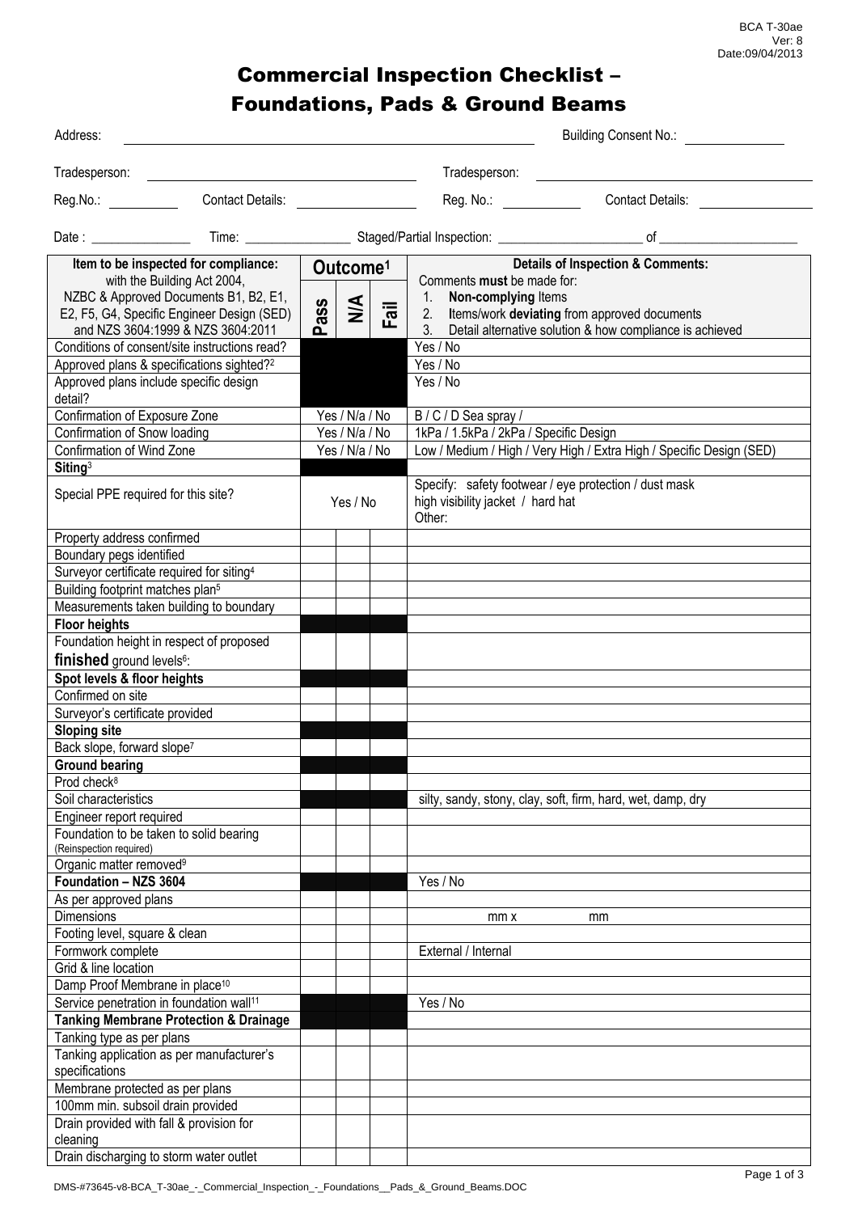BCA T-30ae
Ver: 8
Date:09/04/2013

# Commercial Inspection Checklist – Foundations, Pads & Ground Beams

Address: ______________________ Building Consent No.: ____________

Tradesperson: ______________________ Tradesperson: ______________________

Reg.No.: __________ Contact Details: ______________ Reg. No.: __________ Contact Details: ______________

Date : ______________ Time: ______________ Staged/Partial Inspection: ____________________ of ____________________

| Item to be inspected for compliance: with the Building Act 2004, NZBC & Approved Documents B1, B2, E1, E2, F5, G4, Specific Engineer Design (SED) and NZS 3604:1999 & NZS 3604:2011 | Outcome[1] Pass | N/A | Fail | Details of Inspection & Comments: Comments **must** be made for: 1. **Non-complying** Items 2. Items/work **deviating** from approved documents 3. Detail alternative solution & how compliance is achieved |
|---|---|---|---|---|
| Conditions of consent/site instructions read? | | | | Yes / No |
| Approved plans & specifications sighted?[2] | | | | Yes / No |
| Approved plans include specific design detail? | | | | Yes / No |
| Confirmation of Exposure Zone | Yes / N/a / No | | | B / C / D Sea spray / |
| Confirmation of Snow loading | Yes / N/a / No | | | 1kPa / 1.5kPa / 2kPa / Specific Design |
| Confirmation of Wind Zone | Yes / N/a / No | | | Low / Medium / High / Very High / Extra High / Specific Design (SED) |
| **Siting**[3] | | | | |
| Special PPE required for this site? | Yes / No | | | Specify: safety footwear / eye protection / dust mask high visibility jacket / hard hat Other: |
| Property address confirmed | | | | |
| Boundary pegs identified | | | | |
| Surveyor certificate required for siting[4] | | | | |
| Building footprint matches plan[5] | | | | |
| Measurements taken building to boundary | | | | |
| **Floor heights** | | | | |
| Foundation height in respect of proposed **finished** ground levels[6]: | | | | |
| **Spot levels & floor heights** | | | | |
| Confirmed on site | | | | |
| Surveyor's certificate provided | | | | |
| **Sloping site** | | | | |
| Back slope, forward slope[7] | | | | |
| **Ground bearing** | | | | |
| Prod check[8] | | | | |
| Soil characteristics | | | | silty, sandy, stony, clay, soft, firm, hard, wet, damp, dry |
| Engineer report required | | | | |
| Foundation to be taken to solid bearing (Reinspection required) | | | | |
| Organic matter removed[9] | | | | |
| **Foundation – NZS 3604** | | | | Yes / No |
| As per approved plans | | | | |
| Dimensions | | | | mm x mm |
| Footing level, square & clean | | | | |
| Formwork complete | | | | External / Internal |
| Grid & line location | | | | |
| Damp Proof Membrane in place[10] | | | | |
| Service penetration in foundation wall[11] | | | | Yes / No |
| **Tanking Membrane Protection & Drainage** | | | | |
| Tanking type as per plans | | | | |
| Tanking application as per manufacturer's specifications | | | | |
| Membrane protected as per plans | | | | |
| 100mm min. subsoil drain provided | | | | |
| Drain provided with fall & provision for cleaning | | | | |
| Drain discharging to storm water outlet | | | | |

DMS-#73645-v8-BCA_T-30ae_-_Commercial_Inspection_-_Foundations__Pads_&_Ground_Beams.DOC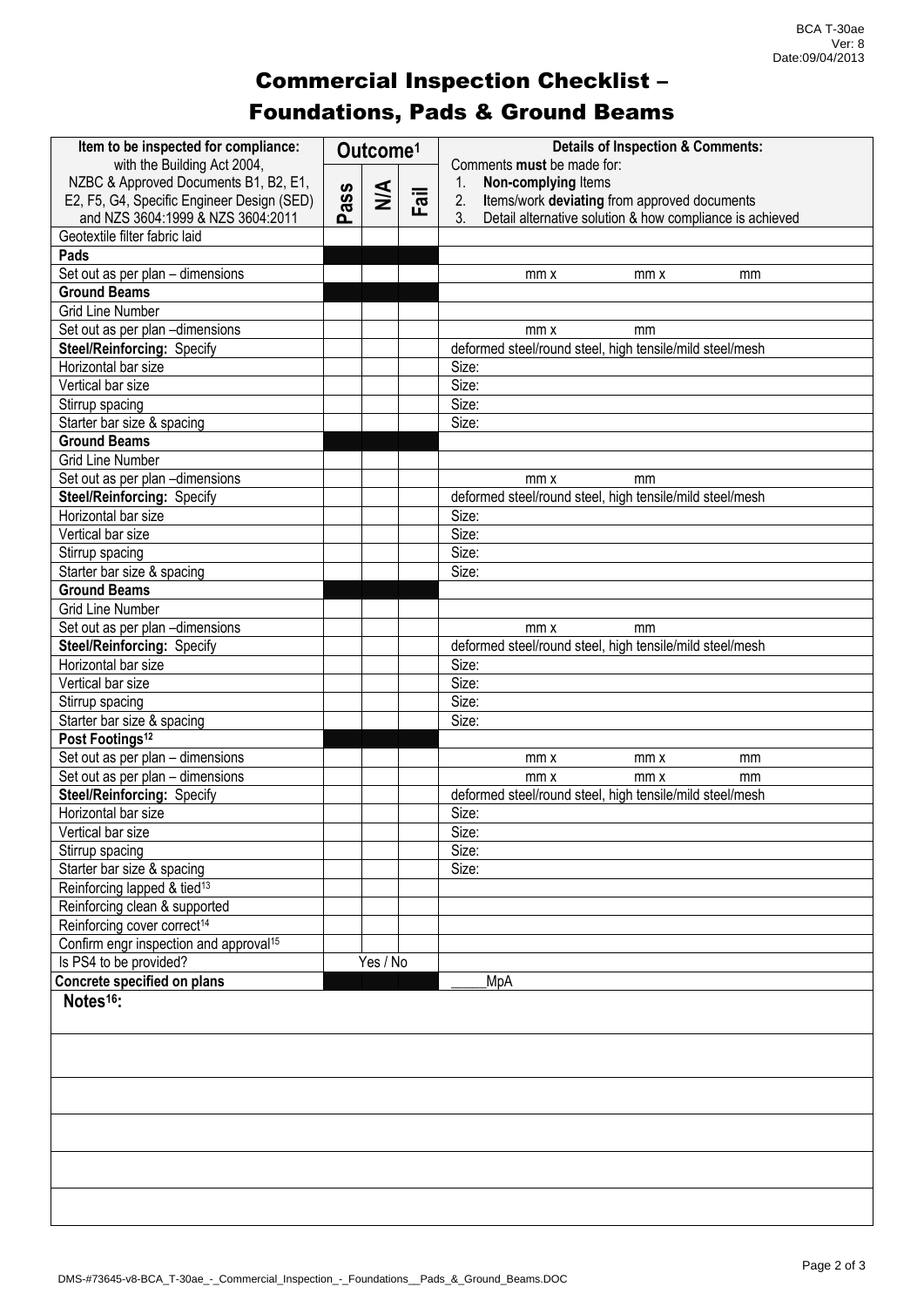# Commercial Inspection Checklist – Foundations, Pads & Ground Beams

| Item to be inspected for compliance: with the Building Act 2004, NZBC & Approved Documents B1, B2, E1, E2, F5, G4, Specific Engineer Design (SED) and NZS 3604:1999 & NZS 3604:2011 | Outcome[1] Pass | N/A | Fail | Details of Inspection & Comments: Comments **must** be made for: 1. **Non-complying** Items 2. Items/work **deviating** from approved documents 3. Detail alternative solution & how compliance is achieved |
|---|---|---|---|---|
| Geotextile filter fabric laid | | | | |
| **Pads** | | | | |
| Set out as per plan – dimensions | | | | mm x mm x mm |
| **Ground Beams** | | | | |
| Grid Line Number | | | | |
| Set out as per plan –dimensions | | | | mm x mm |
| **Steel/Reinforcing:** Specify | | | | deformed steel/round steel, high tensile/mild steel/mesh |
| Horizontal bar size | | | | Size: |
| Vertical bar size | | | | Size: |
| Stirrup spacing | | | | Size: |
| Starter bar size & spacing | | | | Size: |
| **Ground Beams** | | | | |
| Grid Line Number | | | | |
| Set out as per plan –dimensions | | | | mm x mm |
| **Steel/Reinforcing:** Specify | | | | deformed steel/round steel, high tensile/mild steel/mesh |
| Horizontal bar size | | | | Size: |
| Vertical bar size | | | | Size: |
| Stirrup spacing | | | | Size: |
| Starter bar size & spacing | | | | Size: |
| **Ground Beams** | | | | |
| Grid Line Number | | | | |
| Set out as per plan –dimensions | | | | mm x mm |
| **Steel/Reinforcing:** Specify | | | | deformed steel/round steel, high tensile/mild steel/mesh |
| Horizontal bar size | | | | Size: |
| Vertical bar size | | | | Size: |
| Stirrup spacing | | | | Size: |
| Starter bar size & spacing | | | | Size: |
| **Post Footings[12]** | | | | |
| Set out as per plan – dimensions | | | | mm x mm x mm |
| Set out as per plan – dimensions | | | | mm x mm x mm |
| **Steel/Reinforcing:** Specify | | | | deformed steel/round steel, high tensile/mild steel/mesh |
| Horizontal bar size | | | | Size: |
| Vertical bar size | | | | Size: |
| Stirrup spacing | | | | Size: |
| Starter bar size & spacing | | | | Size: |
| Reinforcing lapped & tied[13] | | | | |
| Reinforcing clean & supported | | | | |
| Reinforcing cover correct[14] | | | | |
| Confirm engr inspection and approval[15] | | | | |
| Is PS4 to be provided? | | Yes / No | | |
| **Concrete specified on plans** | | | | _____MPa |

**Notes[16]:**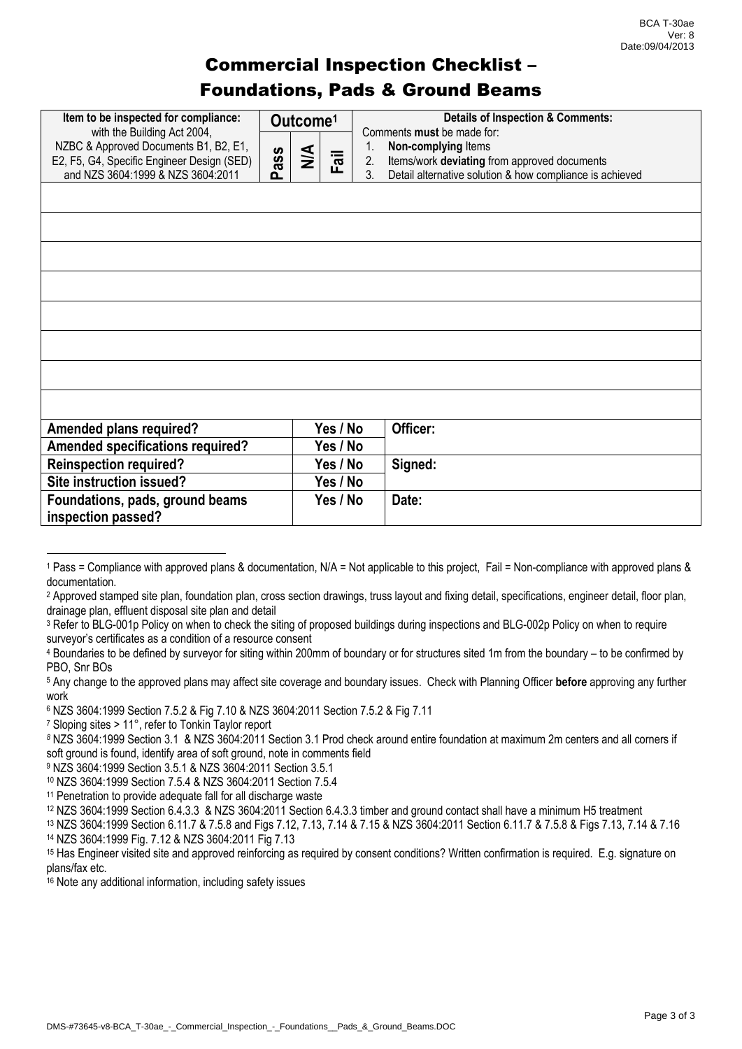BCA T-30ae
Ver: 8
Date:09/04/2013

# Commercial Inspection Checklist – Foundations, Pads & Ground Beams

| Item to be inspected for compliance: with the Building Act 2004, NZBC & Approved Documents B1, B2, E1, E2, F5, G4, Specific Engineer Design (SED) and NZS 3604:1999 & NZS 3604:2011 | Outcome[1] Pass | N/A | Fail | Details of Inspection & Comments: Comments **must** be made for: 1. **Non-complying** Items 2. Items/work **deviating** from approved documents 3. Detail alternative solution & how compliance is achieved |
|---|---|---|---|---|
| | | | | |
| | | | | |
| | | | | |
| | | | | |
| | | | | |
| | | | | |
| | | | | |
| | | | | |

| | | |
|---|---|---|
| **Amended plans required?** | **Yes / No** | **Officer:** |
| **Amended specifications required?** | **Yes / No** | |
| **Reinspection required?** | **Yes / No** | **Signed:** |
| **Site instruction issued?** | **Yes / No** | |
| **Foundations, pads, ground beams inspection passed?** | **Yes / No** | **Date:** |

---

[1] Pass = Compliance with approved plans & documentation, N/A = Not applicable to this project, Fail = Non-compliance with approved plans & documentation.

[2] Approved stamped site plan, foundation plan, cross section drawings, truss layout and fixing detail, specifications, engineer detail, floor plan, drainage plan, effluent disposal site plan and detail

[3] Refer to BLG-001p Policy on when to check the siting of proposed buildings during inspections and BLG-002p Policy on when to require surveyor's certificates as a condition of a resource consent

[4] Boundaries to be defined by surveyor for siting within 200mm of boundary or for structures sited 1m from the boundary – to be confirmed by PBO, Snr BOs

[5] Any change to the approved plans may affect site coverage and boundary issues. Check with Planning Officer **before** approving any further work

[6] NZS 3604:1999 Section 7.5.2 & Fig 7.10 & NZS 3604:2011 Section 7.5.2 & Fig 7.11

[7] Sloping sites > 11°, refer to Tonkin Taylor report

[8] NZS 3604:1999 Section 3.1 & NZS 3604:2011 Section 3.1 Prod check around entire foundation at maximum 2m centers and all corners if soft ground is found, identify area of soft ground, note in comments field

[9] NZS 3604:1999 Section 3.5.1 & NZS 3604:2011 Section 3.5.1

[10] NZS 3604:1999 Section 7.5.4 & NZS 3604:2011 Section 7.5.4

[11] Penetration to provide adequate fall for all discharge waste

[12] NZS 3604:1999 Section 6.4.3.3 & NZS 3604:2011 Section 6.4.3.3 timber and ground contact shall have a minimum H5 treatment

[13] NZS 3604:1999 Section 6.11.7 & 7.5.8 and Figs 7.12, 7.13, 7.14 & 7.15 & NZS 3604:2011 Section 6.11.7 & 7.5.8 & Figs 7.13, 7.14 & 7.16

[14] NZS 3604:1999 Fig. 7.12 & NZS 3604:2011 Fig 7.13

[15] Has Engineer visited site and approved reinforcing as required by consent conditions? Written confirmation is required. E.g. signature on plans/fax etc.

[16] Note any additional information, including safety issues

DMS-#73645-v8-BCA_T-30ae_-_Commercial_Inspection_-_Foundations__Pads_&_Ground_Beams.DOC